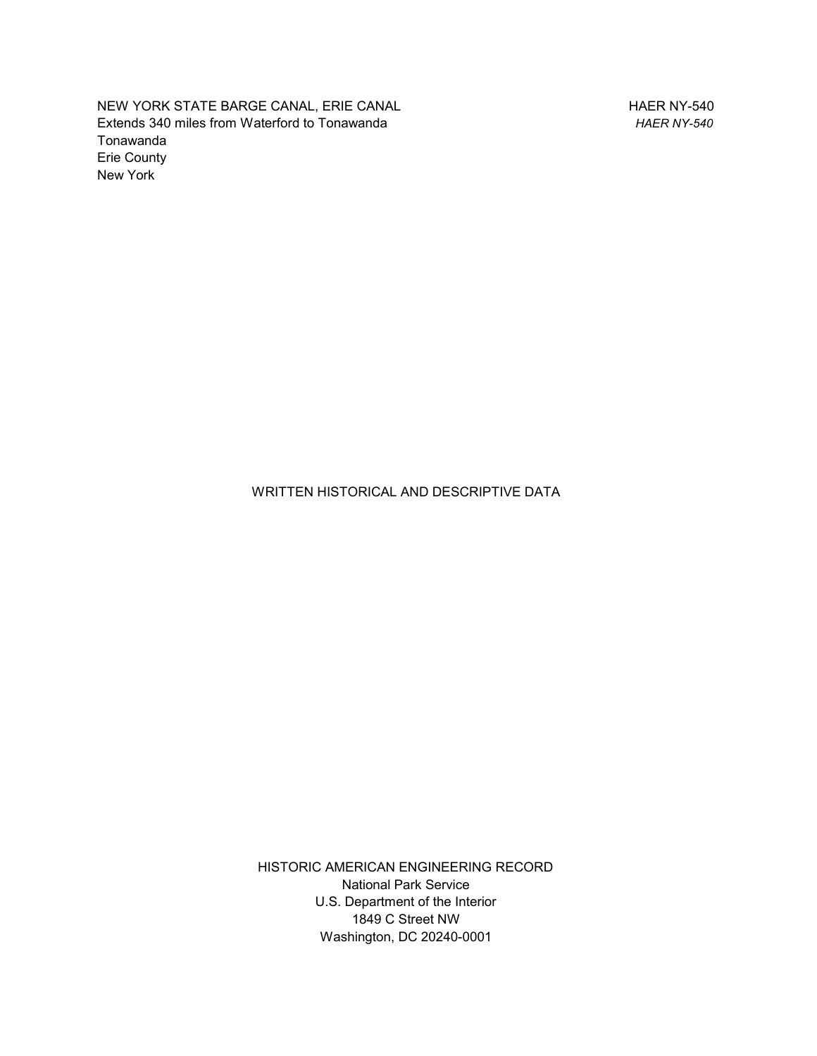NEW YORK STATE BARGE CANAL, ERIE CANAL
Extends 340 miles from Waterford to Tonawanda
Tonawanda
Erie County
New York

HAER NY-540
*HAER NY-540*

WRITTEN HISTORICAL AND DESCRIPTIVE DATA

HISTORIC AMERICAN ENGINEERING RECORD
National Park Service
U.S. Department of the Interior
1849 C Street NW
Washington, DC 20240-0001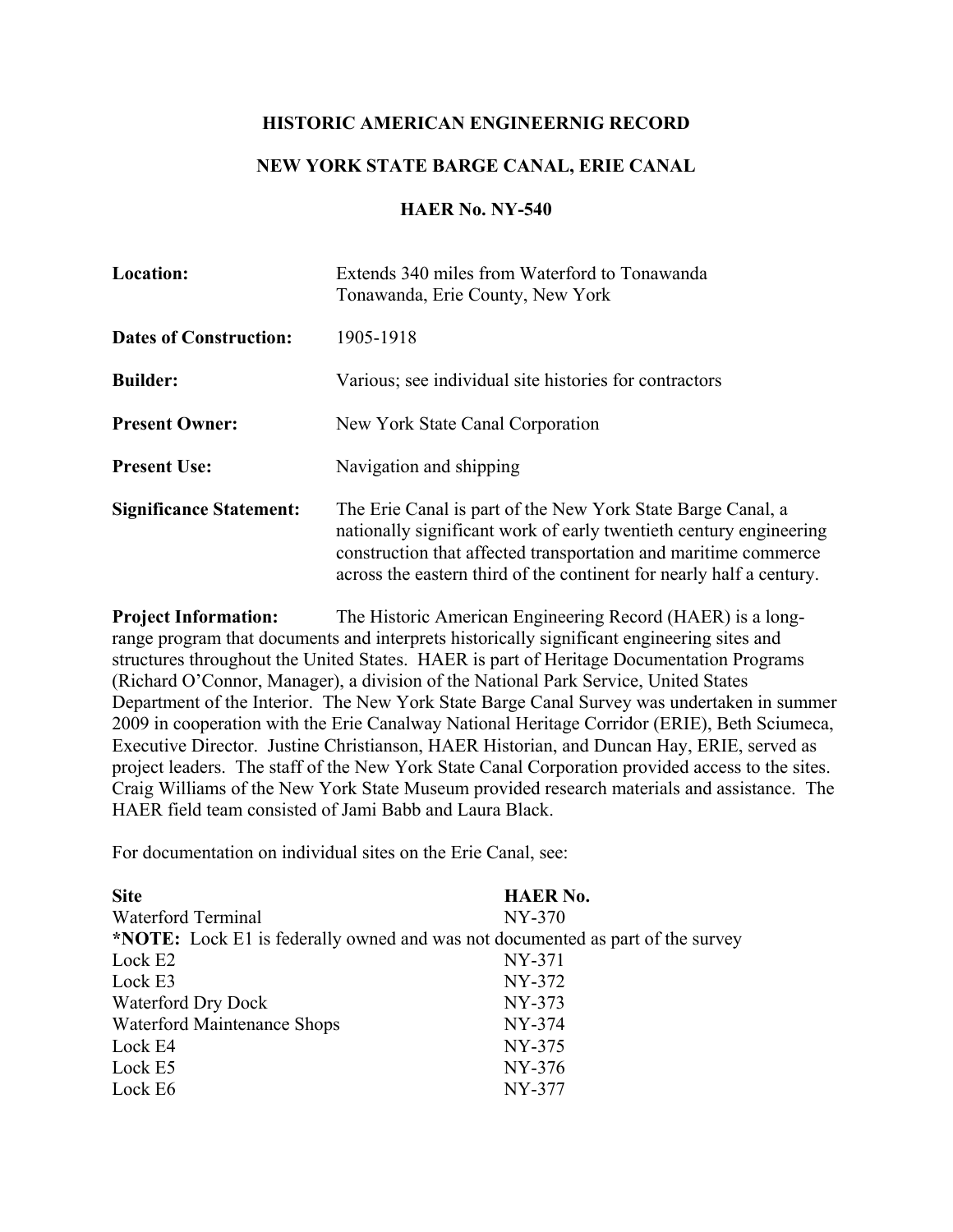**HISTORIC AMERICAN ENGINEERNIG RECORD**

**NEW YORK STATE BARGE CANAL, ERIE CANAL**

**HAER No. NY-540**

| | |
|---|---|
| **Location:** | Extends 340 miles from Waterford to Tonawanda<br>Tonawanda, Erie County, New York |
| **Dates of Construction:** | 1905-1918 |
| **Builder:** | Various; see individual site histories for contractors |
| **Present Owner:** | New York State Canal Corporation |
| **Present Use:** | Navigation and shipping |
| **Significance Statement:** | The Erie Canal is part of the New York State Barge Canal, a nationally significant work of early twentieth century engineering construction that affected transportation and maritime commerce across the eastern third of the continent for nearly half a century. |

**Project Information:** The Historic American Engineering Record (HAER) is a long-range program that documents and interprets historically significant engineering sites and structures throughout the United States. HAER is part of Heritage Documentation Programs (Richard O'Connor, Manager), a division of the National Park Service, United States Department of the Interior. The New York State Barge Canal Survey was undertaken in summer 2009 in cooperation with the Erie Canalway National Heritage Corridor (ERIE), Beth Sciumeca, Executive Director. Justine Christianson, HAER Historian, and Duncan Hay, ERIE, served as project leaders. The staff of the New York State Canal Corporation provided access to the sites. Craig Williams of the New York State Museum provided research materials and assistance. The HAER field team consisted of Jami Babb and Laura Black.

For documentation on individual sites on the Erie Canal, see:

| **Site** | **HAER No.** |
|---|---|
| Waterford Terminal | NY-370 |
| ***NOTE:** Lock E1 is federally owned and was not documented as part of the survey | |
| Lock E2 | NY-371 |
| Lock E3 | NY-372 |
| Waterford Dry Dock | NY-373 |
| Waterford Maintenance Shops | NY-374 |
| Lock E4 | NY-375 |
| Lock E5 | NY-376 |
| Lock E6 | NY-377 |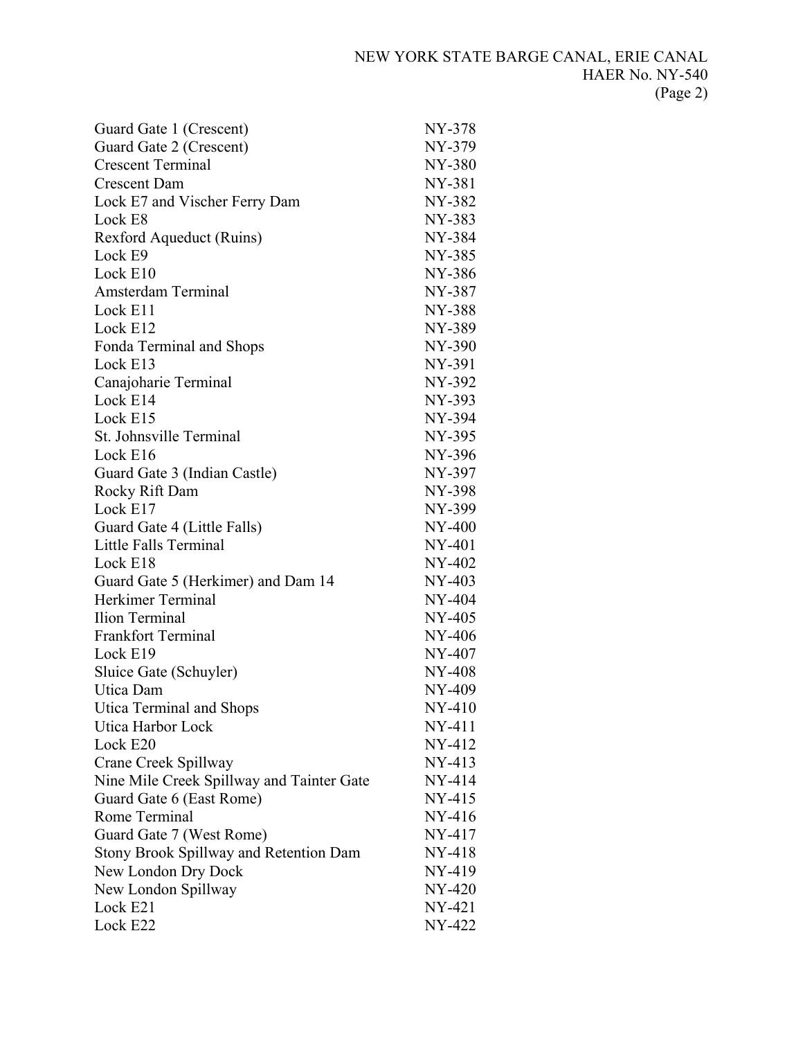| | |
|---|---|
| Guard Gate 1 (Crescent) | NY-378 |
| Guard Gate 2 (Crescent) | NY-379 |
| Crescent Terminal | NY-380 |
| Crescent Dam | NY-381 |
| Lock E7 and Vischer Ferry Dam | NY-382 |
| Lock E8 | NY-383 |
| Rexford Aqueduct (Ruins) | NY-384 |
| Lock E9 | NY-385 |
| Lock E10 | NY-386 |
| Amsterdam Terminal | NY-387 |
| Lock E11 | NY-388 |
| Lock E12 | NY-389 |
| Fonda Terminal and Shops | NY-390 |
| Lock E13 | NY-391 |
| Canajoharie Terminal | NY-392 |
| Lock E14 | NY-393 |
| Lock E15 | NY-394 |
| St. Johnsville Terminal | NY-395 |
| Lock E16 | NY-396 |
| Guard Gate 3 (Indian Castle) | NY-397 |
| Rocky Rift Dam | NY-398 |
| Lock E17 | NY-399 |
| Guard Gate 4 (Little Falls) | NY-400 |
| Little Falls Terminal | NY-401 |
| Lock E18 | NY-402 |
| Guard Gate 5 (Herkimer) and Dam 14 | NY-403 |
| Herkimer Terminal | NY-404 |
| Ilion Terminal | NY-405 |
| Frankfort Terminal | NY-406 |
| Lock E19 | NY-407 |
| Sluice Gate (Schuyler) | NY-408 |
| Utica Dam | NY-409 |
| Utica Terminal and Shops | NY-410 |
| Utica Harbor Lock | NY-411 |
| Lock E20 | NY-412 |
| Crane Creek Spillway | NY-413 |
| Nine Mile Creek Spillway and Tainter Gate | NY-414 |
| Guard Gate 6 (East Rome) | NY-415 |
| Rome Terminal | NY-416 |
| Guard Gate 7 (West Rome) | NY-417 |
| Stony Brook Spillway and Retention Dam | NY-418 |
| New London Dry Dock | NY-419 |
| New London Spillway | NY-420 |
| Lock E21 | NY-421 |
| Lock E22 | NY-422 |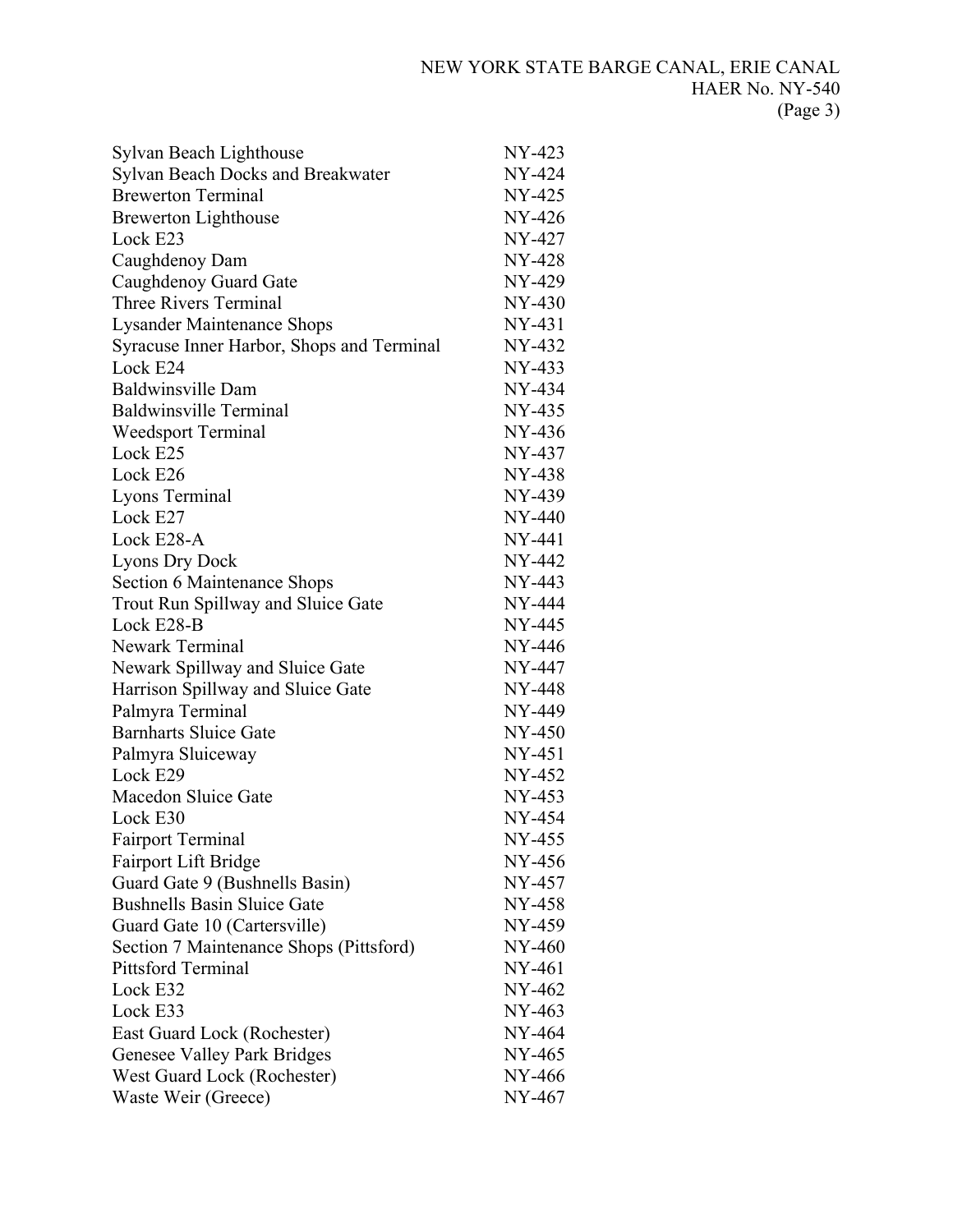| | |
|---|---|
| Sylvan Beach Lighthouse | NY-423 |
| Sylvan Beach Docks and Breakwater | NY-424 |
| Brewerton Terminal | NY-425 |
| Brewerton Lighthouse | NY-426 |
| Lock E23 | NY-427 |
| Caughdenoy Dam | NY-428 |
| Caughdenoy Guard Gate | NY-429 |
| Three Rivers Terminal | NY-430 |
| Lysander Maintenance Shops | NY-431 |
| Syracuse Inner Harbor, Shops and Terminal | NY-432 |
| Lock E24 | NY-433 |
| Baldwinsville Dam | NY-434 |
| Baldwinsville Terminal | NY-435 |
| Weedsport Terminal | NY-436 |
| Lock E25 | NY-437 |
| Lock E26 | NY-438 |
| Lyons Terminal | NY-439 |
| Lock E27 | NY-440 |
| Lock E28-A | NY-441 |
| Lyons Dry Dock | NY-442 |
| Section 6 Maintenance Shops | NY-443 |
| Trout Run Spillway and Sluice Gate | NY-444 |
| Lock E28-B | NY-445 |
| Newark Terminal | NY-446 |
| Newark Spillway and Sluice Gate | NY-447 |
| Harrison Spillway and Sluice Gate | NY-448 |
| Palmyra Terminal | NY-449 |
| Barnharts Sluice Gate | NY-450 |
| Palmyra Sluiceway | NY-451 |
| Lock E29 | NY-452 |
| Macedon Sluice Gate | NY-453 |
| Lock E30 | NY-454 |
| Fairport Terminal | NY-455 |
| Fairport Lift Bridge | NY-456 |
| Guard Gate 9 (Bushnells Basin) | NY-457 |
| Bushnells Basin Sluice Gate | NY-458 |
| Guard Gate 10 (Cartersville) | NY-459 |
| Section 7 Maintenance Shops (Pittsford) | NY-460 |
| Pittsford Terminal | NY-461 |
| Lock E32 | NY-462 |
| Lock E33 | NY-463 |
| East Guard Lock (Rochester) | NY-464 |
| Genesee Valley Park Bridges | NY-465 |
| West Guard Lock (Rochester) | NY-466 |
| Waste Weir (Greece) | NY-467 |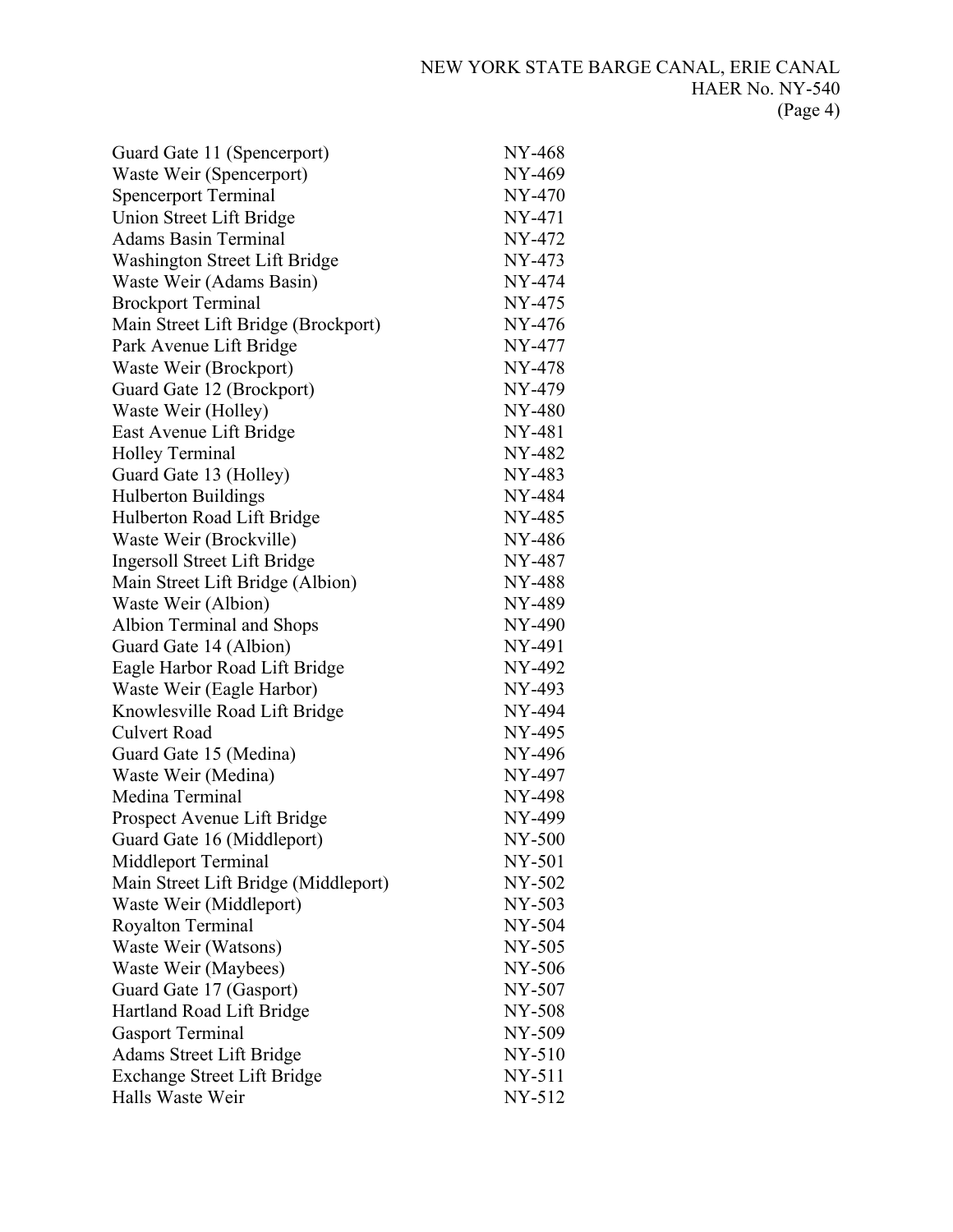| | |
|---|---|
| Guard Gate 11 (Spencerport) | NY-468 |
| Waste Weir (Spencerport) | NY-469 |
| Spencerport Terminal | NY-470 |
| Union Street Lift Bridge | NY-471 |
| Adams Basin Terminal | NY-472 |
| Washington Street Lift Bridge | NY-473 |
| Waste Weir (Adams Basin) | NY-474 |
| Brockport Terminal | NY-475 |
| Main Street Lift Bridge (Brockport) | NY-476 |
| Park Avenue Lift Bridge | NY-477 |
| Waste Weir (Brockport) | NY-478 |
| Guard Gate 12 (Brockport) | NY-479 |
| Waste Weir (Holley) | NY-480 |
| East Avenue Lift Bridge | NY-481 |
| Holley Terminal | NY-482 |
| Guard Gate 13 (Holley) | NY-483 |
| Hulberton Buildings | NY-484 |
| Hulberton Road Lift Bridge | NY-485 |
| Waste Weir (Brockville) | NY-486 |
| Ingersoll Street Lift Bridge | NY-487 |
| Main Street Lift Bridge (Albion) | NY-488 |
| Waste Weir (Albion) | NY-489 |
| Albion Terminal and Shops | NY-490 |
| Guard Gate 14 (Albion) | NY-491 |
| Eagle Harbor Road Lift Bridge | NY-492 |
| Waste Weir (Eagle Harbor) | NY-493 |
| Knowlesville Road Lift Bridge | NY-494 |
| Culvert Road | NY-495 |
| Guard Gate 15 (Medina) | NY-496 |
| Waste Weir (Medina) | NY-497 |
| Medina Terminal | NY-498 |
| Prospect Avenue Lift Bridge | NY-499 |
| Guard Gate 16 (Middleport) | NY-500 |
| Middleport Terminal | NY-501 |
| Main Street Lift Bridge (Middleport) | NY-502 |
| Waste Weir (Middleport) | NY-503 |
| Royalton Terminal | NY-504 |
| Waste Weir (Watsons) | NY-505 |
| Waste Weir (Maybees) | NY-506 |
| Guard Gate 17 (Gasport) | NY-507 |
| Hartland Road Lift Bridge | NY-508 |
| Gasport Terminal | NY-509 |
| Adams Street Lift Bridge | NY-510 |
| Exchange Street Lift Bridge | NY-511 |
| Halls Waste Weir | NY-512 |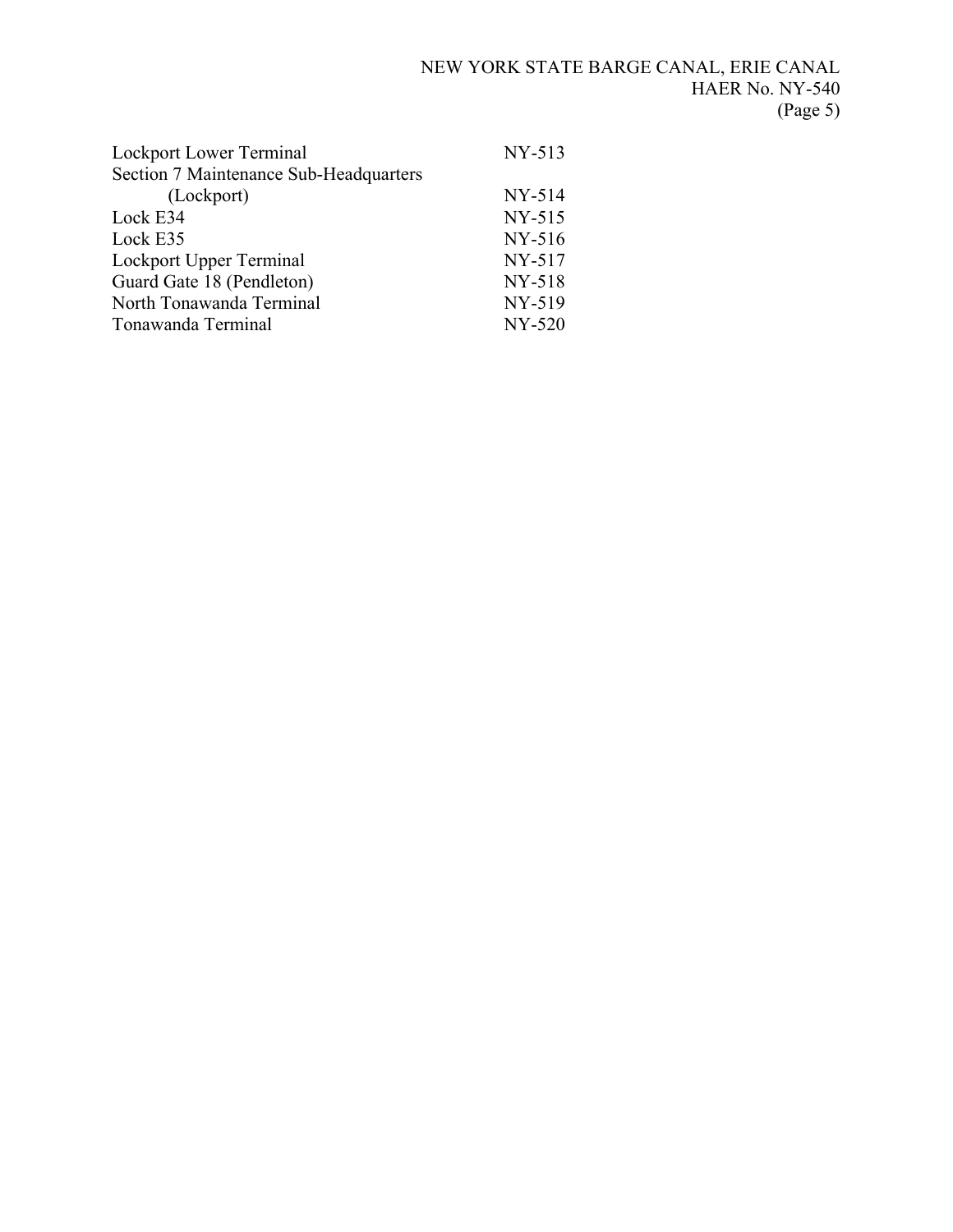| | |
|---|---|
| Lockport Lower Terminal | NY-513 |
| Section 7 Maintenance Sub-Headquarters (Lockport) | NY-514 |
| Lock E34 | NY-515 |
| Lock E35 | NY-516 |
| Lockport Upper Terminal | NY-517 |
| Guard Gate 18 (Pendleton) | NY-518 |
| North Tonawanda Terminal | NY-519 |
| Tonawanda Terminal | NY-520 |